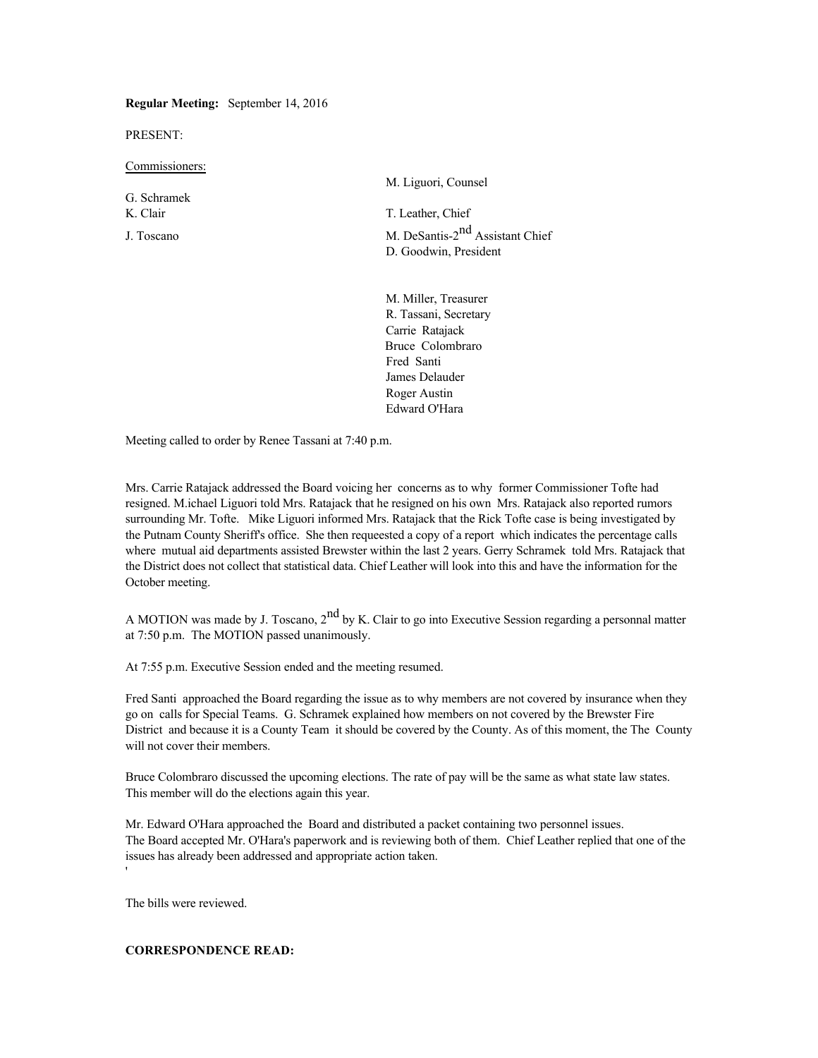**Regular Meeting:** September 14, 2016

PRESENT:

Commissioners:

G. Schramek
K. Clair
J. Toscano

M. Liguori, Counsel

T. Leather, Chief
M. DeSantis-2nd Assistant Chief
D. Goodwin, President

M. Miller, Treasurer
R. Tassani, Secretary
Carrie Ratajack
Bruce Colombraro
Fred Santi
James Delauder
Roger Austin
Edward O'Hara

Meeting called to order by Renee Tassani at 7:40 p.m.

Mrs. Carrie Ratajack addressed the Board voicing her concerns as to why former Commissioner Tofte had resigned. M.ichael Liguori told Mrs. Ratajack that he resigned on his own Mrs. Ratajack also reported rumors surrounding Mr. Tofte. Mike Liguori informed Mrs. Ratajack that the Rick Tofte case is being investigated by the Putnam County Sheriff's office. She then requeested a copy of a report which indicates the percentage calls where mutual aid departments assisted Brewster within the last 2 years. Gerry Schramek told Mrs. Ratajack that the District does not collect that statistical data. Chief Leather will look into this and have the information for the October meeting.

A MOTION was made by J. Toscano, 2nd by K. Clair to go into Executive Session regarding a personnal matter at 7:50 p.m. The MOTION passed unanimously.

At 7:55 p.m. Executive Session ended and the meeting resumed.

Fred Santi approached the Board regarding the issue as to why members are not covered by insurance when they go on calls for Special Teams. G. Schramek explained how members on not covered by the Brewster Fire District and because it is a County Team it should be covered by the County. As of this moment, the The County will not cover their members.

Bruce Colombraro discussed the upcoming elections. The rate of pay will be the same as what state law states. This member will do the elections again this year.

Mr. Edward O'Hara approached the Board and distributed a packet containing two personnel issues. The Board accepted Mr. O'Hara's paperwork and is reviewing both of them. Chief Leather replied that one of the issues has already been addressed and appropriate action taken.

The bills were reviewed.

**CORRESPONDENCE READ:**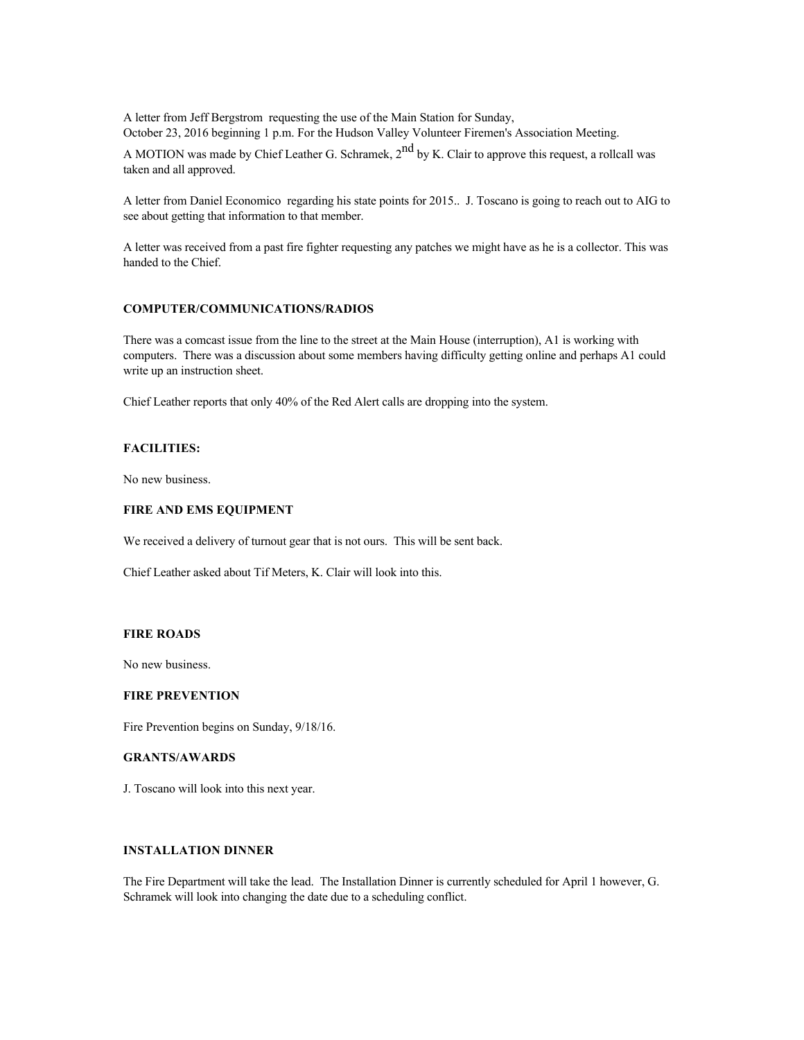A letter from Jeff Bergstrom requesting the use of the Main Station for Sunday, October 23, 2016 beginning 1 p.m. For the Hudson Valley Volunteer Firemen's Association Meeting.

A MOTION was made by Chief Leather G. Schramek, 2nd by K. Clair to approve this request, a rollcall was taken and all approved.

A letter from Daniel Economico regarding his state points for 2015.. J. Toscano is going to reach out to AIG to see about getting that information to that member.

A letter was received from a past fire fighter requesting any patches we might have as he is a collector. This was handed to the Chief.

**COMPUTER/COMMUNICATIONS/RADIOS**

There was a comcast issue from the line to the street at the Main House (interruption), A1 is working with computers. There was a discussion about some members having difficulty getting online and perhaps A1 could write up an instruction sheet.

Chief Leather reports that only 40% of the Red Alert calls are dropping into the system.

**FACILITIES:**

No new business.

**FIRE AND EMS EQUIPMENT**

We received a delivery of turnout gear that is not ours. This will be sent back.

Chief Leather asked about Tif Meters, K. Clair will look into this.

**FIRE ROADS**

No new business.

**FIRE PREVENTION**

Fire Prevention begins on Sunday, 9/18/16.

**GRANTS/AWARDS**

J. Toscano will look into this next year.

**INSTALLATION DINNER**

The Fire Department will take the lead. The Installation Dinner is currently scheduled for April 1 however, G. Schramek will look into changing the date due to a scheduling conflict.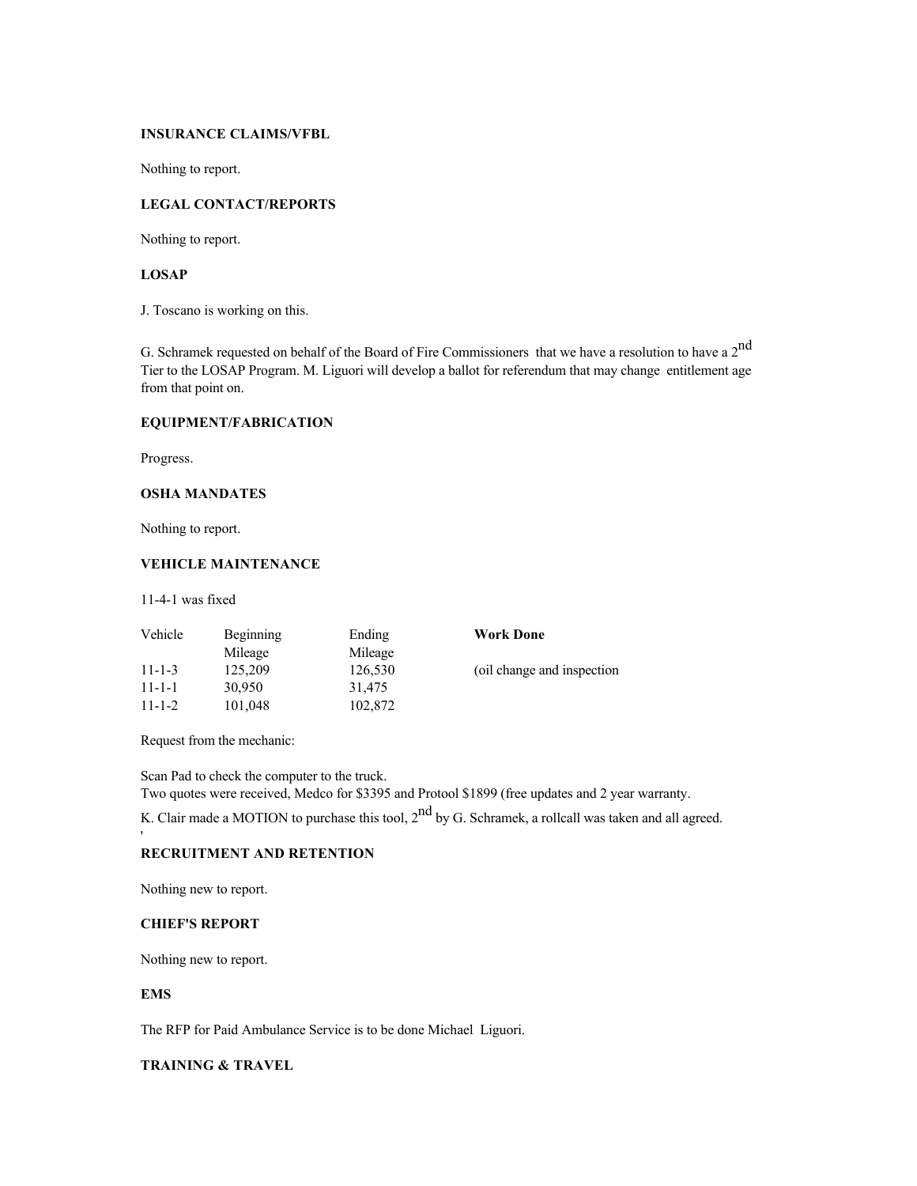**INSURANCE CLAIMS/VFBL**

Nothing to report.

**LEGAL CONTACT/REPORTS**

Nothing to report.

**LOSAP**

J. Toscano is working on this.

G. Schramek requested on behalf of the Board of Fire Commissioners that we have a resolution to have a 2nd Tier to the LOSAP Program. M. Liguori will develop a ballot for referendum that may change entitlement age from that point on.

**EQUIPMENT/FABRICATION**

Progress.

**OSHA MANDATES**

Nothing to report.

**VEHICLE MAINTENANCE**

11-4-1 was fixed

| Vehicle | Beginning Mileage | Ending Mileage | **Work Done** |
|---|---|---|---|
| 11-1-3 | 125,209 | 126,530 | (oil change and inspection |
| 11-1-1 | 30,950 | 31,475 | |
| 11-1-2 | 101,048 | 102,872 | |

Request from the mechanic:

Scan Pad to check the computer to the truck.
Two quotes were received, Medco for $3395 and Protool $1899 (free updates and 2 year warranty.
K. Clair made a MOTION to purchase this tool, 2nd by G. Schramek, a rollcall was taken and all agreed.
'

**RECRUITMENT AND RETENTION**

Nothing new to report.

**CHIEF'S REPORT**

Nothing new to report.

**EMS**

The RFP for Paid Ambulance Service is to be done Michael Liguori.

**TRAINING & TRAVEL**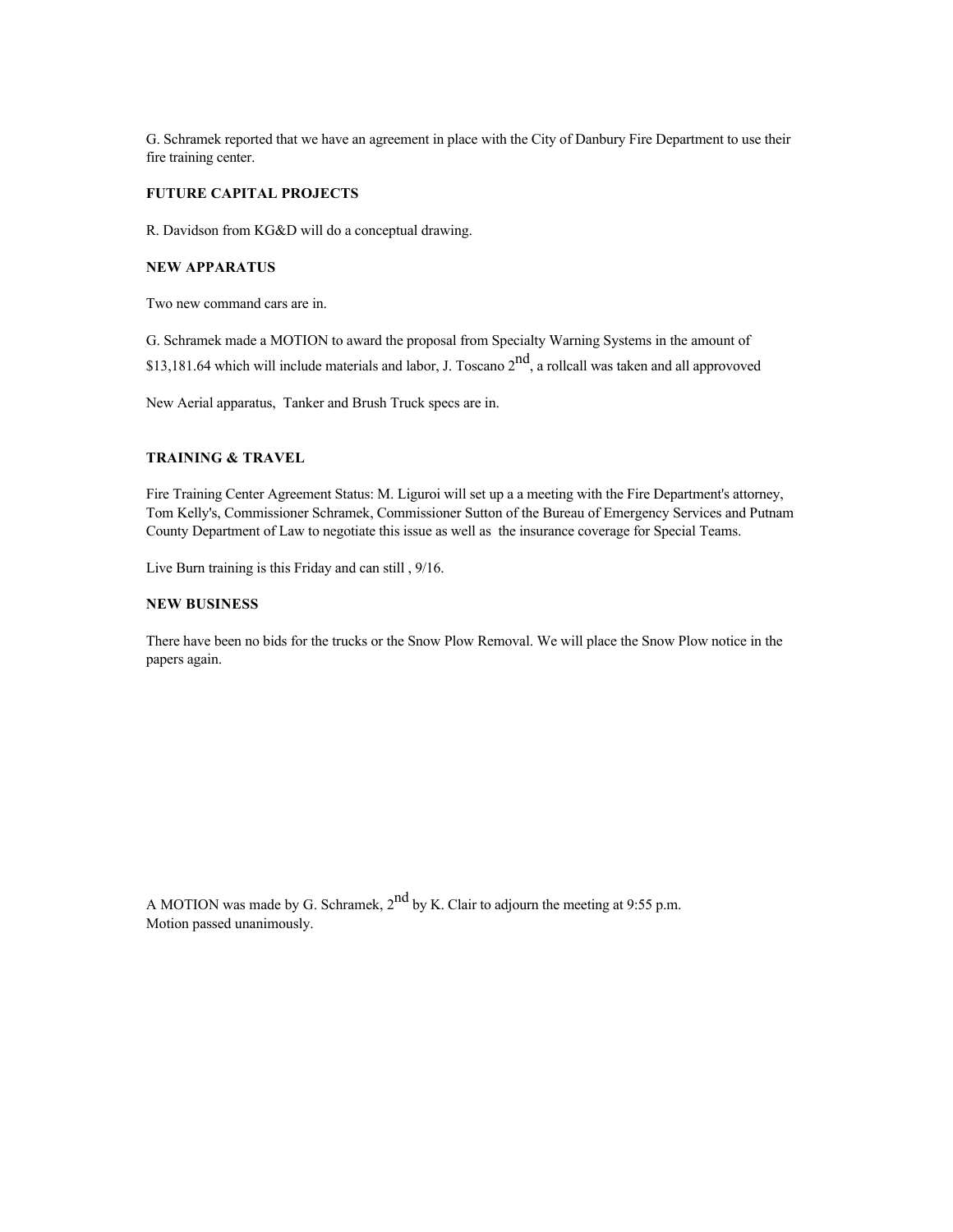G. Schramek reported that we have an agreement in place with the City of Danbury Fire Department to use their fire training center.

**FUTURE CAPITAL PROJECTS**

R. Davidson from KG&D will do a conceptual drawing.

**NEW APPARATUS**

Two new command cars are in.

G. Schramek made a MOTION to award the proposal from Specialty Warning Systems in the amount of $13,181.64 which will include materials and labor, J. Toscano 2nd, a rollcall was taken and all approvoved

New Aerial apparatus, Tanker and Brush Truck specs are in.

**TRAINING & TRAVEL**

Fire Training Center Agreement Status: M. Liguroi will set up a a meeting with the Fire Department's attorney, Tom Kelly's, Commissioner Schramek, Commissioner Sutton of the Bureau of Emergency Services and Putnam County Department of Law to negotiate this issue as well as the insurance coverage for Special Teams.

Live Burn training is this Friday and can still , 9/16.

**NEW BUSINESS**

There have been no bids for the trucks or the Snow Plow Removal. We will place the Snow Plow notice in the papers again.

A MOTION was made by G. Schramek, 2nd by K. Clair to adjourn the meeting at 9:55 p.m.
Motion passed unanimously.